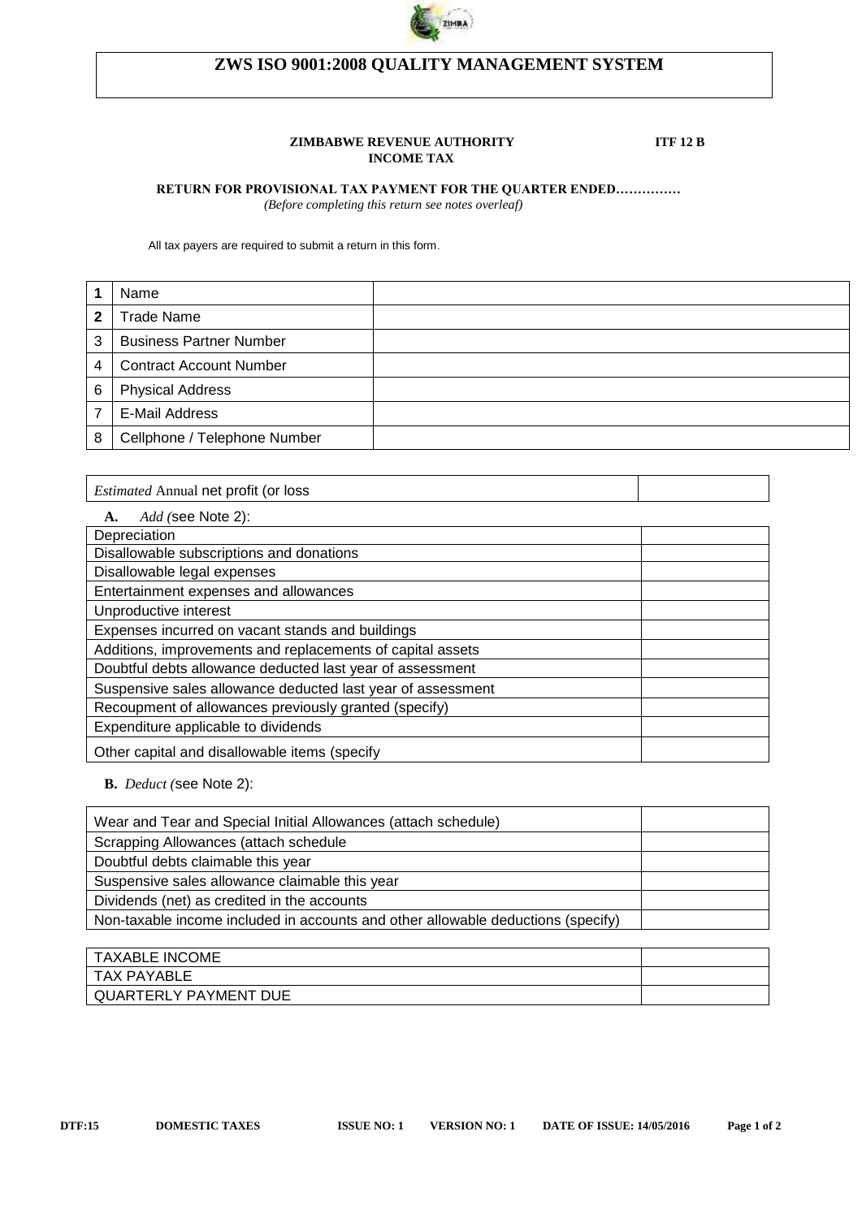# ZWS ISO 9001:2008 QUALITY MANAGEMENT SYSTEM

**ZIMBABWE REVENUE AUTHORITY** **ITF 12 B**
**INCOME TAX**

**RETURN FOR PROVISIONAL TAX PAYMENT FOR THE QUARTER ENDED…………..**
*(Before completing this return see notes overleaf)*

All tax payers are required to submit a return in this form.

| | | |
|---|---|---|
| **1** | Name | |
| **2** | Trade Name | |
| 3 | Business Partner Number | |
| 4 | Contract Account Number | |
| 6 | Physical Address | |
| 7 | E-Mail Address | |
| 8 | Cellphone / Telephone Number | |

| | |
|---|---|
| *Estimated* Annual net profit (or loss | |

**A.** *Add (*see Note 2):

| | |
|---|---|
| Depreciation | |
| Disallowable subscriptions and donations | |
| Disallowable legal expenses | |
| Entertainment expenses and allowances | |
| Unproductive interest | |
| Expenses incurred on vacant stands and buildings | |
| Additions, improvements and replacements of capital assets | |
| Doubtful debts allowance deducted last year of assessment | |
| Suspensive sales allowance deducted last year of assessment | |
| Recoupment of allowances previously granted (specify) | |
| Expenditure applicable to dividends | |
| Other capital and disallowable items (specify | |

**B.** *Deduct (*see Note 2):

| | |
|---|---|
| Wear and Tear and Special Initial Allowances (attach schedule) | |
| Scrapping Allowances (attach schedule | |
| Doubtful debts claimable this year | |
| Suspensive sales allowance claimable this year | |
| Dividends (net) as credited in the accounts | |
| Non-taxable income included in accounts and other allowable deductions (specify) | |

| | |
|---|---|
| TAXABLE INCOME | |
| TAX PAYABLE | |
| QUARTERLY PAYMENT DUE | |

**DTF:15** **DOMESTIC TAXES** **ISSUE NO: 1** **VERSION NO: 1** **DATE OF ISSUE: 14/05/2016**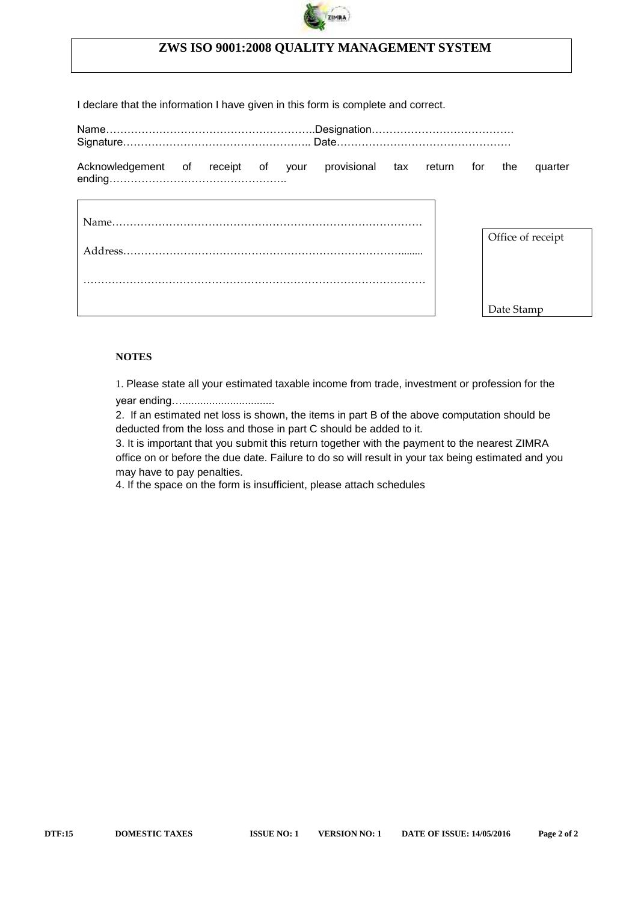## ZWS ISO 9001:2008 QUALITY MANAGEMENT SYSTEM

I declare that the information I have given in this form is complete and correct.

Name…………………………………………………..Designation…………………………………
Signature…………………………………………….. Date…………………………………………

Acknowledgement of receipt of your provisional tax return for the quarter ending…………………………………………..

Name………………………………………………………………………….

Address…………………………………………………………………........

……………………………………………………………………………………

Office of receipt

Date Stamp

**NOTES**

1. Please state all your estimated taxable income from trade, investment or profession for the year ending…..............................
2. If an estimated net loss is shown, the items in part B of the above computation should be deducted from the loss and those in part C should be added to it.
3. It is important that you submit this return together with the payment to the nearest ZIMRA office on or before the due date. Failure to do so will result in your tax being estimated and you may have to pay penalties.
4. If the space on the form is insufficient, please attach schedules

DTF:15 DOMESTIC TAXES ISSUE NO: 1 VERSION NO: 1 DATE OF ISSUE: 14/05/2016